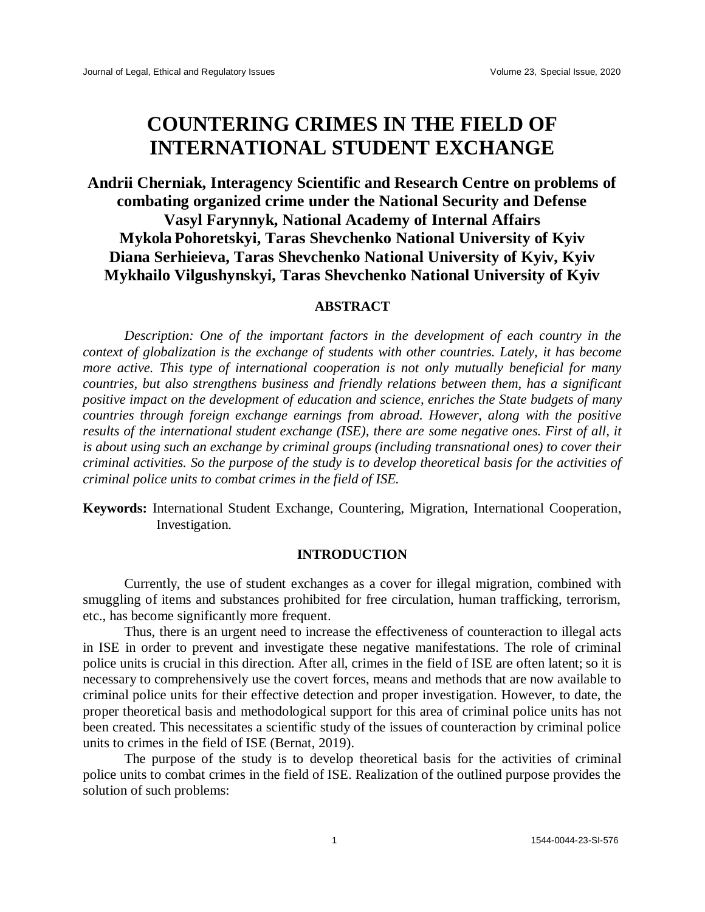# COUNTERING CRIMES IN THE FIELD OF INTERNATIONAL STUDENT EXCHANGE

**Andrii Cherniak, Interagency Scientific and Research Centre on problems of combating organized crime under the National Security and Defense**
**Vasyl Farynnyk, National Academy of Internal Affairs**
**Mykola Pohoretskyi, Taras Shevchenko National University of Kyiv**
**Diana Serhieieva, Taras Shevchenko National University of Kyiv, Kyiv**
**Mykhailo Vilgushynskyi, Taras Shevchenko National University of Kyiv**

## ABSTRACT

*Description: One of the important factors in the development of each country in the context of globalization is the exchange of students with other countries. Lately, it has become more active. This type of international cooperation is not only mutually beneficial for many countries, but also strengthens business and friendly relations between them, has a significant positive impact on the development of education and science, enriches the State budgets of many countries through foreign exchange earnings from abroad. However, along with the positive results of the international student exchange (ISE), there are some negative ones. First of all, it is about using such an exchange by criminal groups (including transnational ones) to cover their criminal activities. So the purpose of the study is to develop theoretical basis for the activities of criminal police units to combat crimes in the field of ISE.*

**Keywords:** International Student Exchange, Countering, Migration, International Cooperation, Investigation.

## INTRODUCTION

Currently, the use of student exchanges as a cover for illegal migration, combined with smuggling of items and substances prohibited for free circulation, human trafficking, terrorism, etc., has become significantly more frequent.

Thus, there is an urgent need to increase the effectiveness of counteraction to illegal acts in ISE in order to prevent and investigate these negative manifestations. The role of criminal police units is crucial in this direction. After all, crimes in the field of ISE are often latent; so it is necessary to comprehensively use the covert forces, means and methods that are now available to criminal police units for their effective detection and proper investigation. However, to date, the proper theoretical basis and methodological support for this area of criminal police units has not been created. This necessitates a scientific study of the issues of counteraction by criminal police units to crimes in the field of ISE (Bernat, 2019).

The purpose of the study is to develop theoretical basis for the activities of criminal police units to combat crimes in the field of ISE. Realization of the outlined purpose provides the solution of such problems: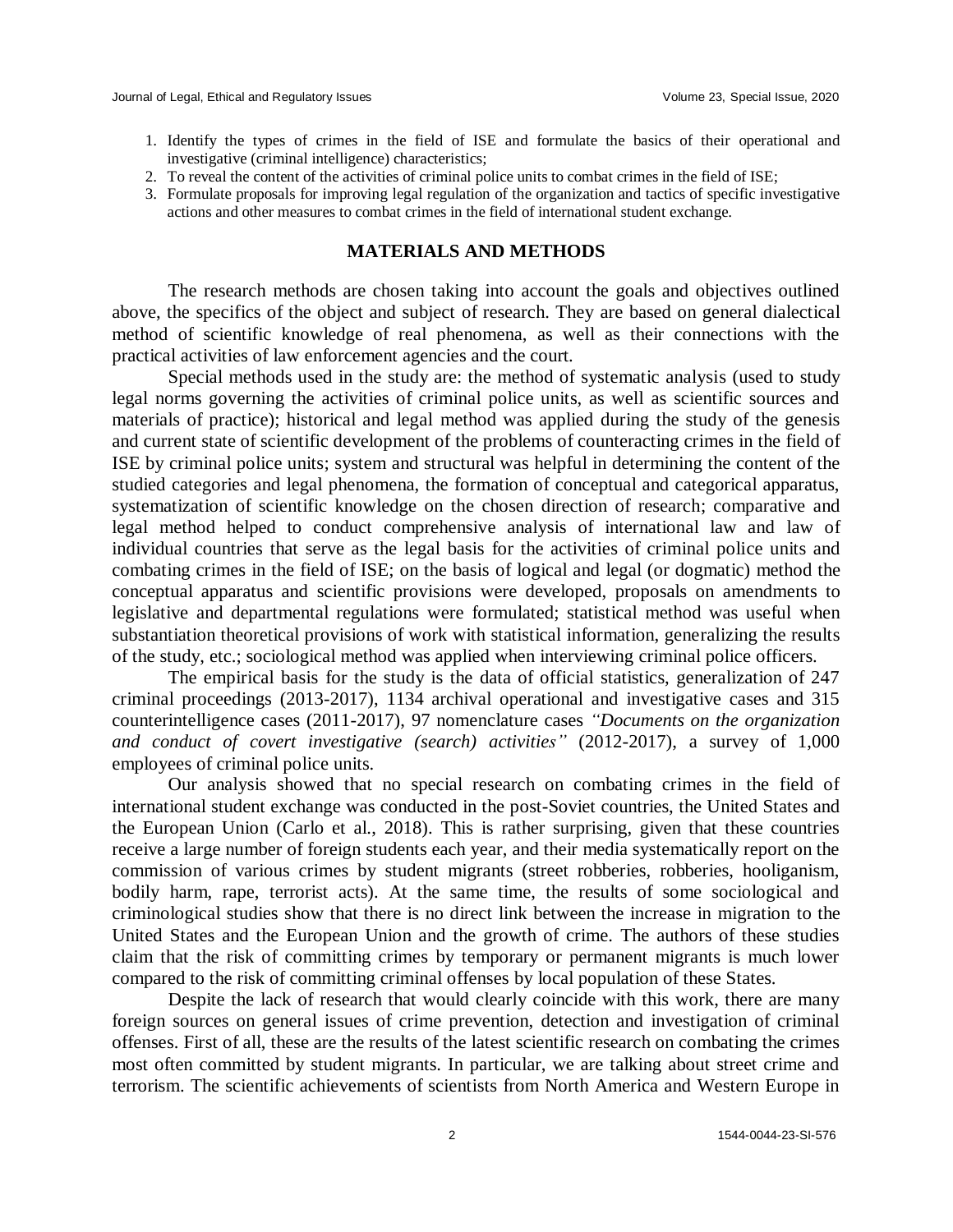1. Identify the types of crimes in the field of ISE and formulate the basics of their operational and investigative (criminal intelligence) characteristics;
2. To reveal the content of the activities of criminal police units to combat crimes in the field of ISE;
3. Formulate proposals for improving legal regulation of the organization and tactics of specific investigative actions and other measures to combat crimes in the field of international student exchange.

## MATERIALS AND METHODS

The research methods are chosen taking into account the goals and objectives outlined above, the specifics of the object and subject of research. They are based on general dialectical method of scientific knowledge of real phenomena, as well as their connections with the practical activities of law enforcement agencies and the court.

Special methods used in the study are: the method of systematic analysis (used to study legal norms governing the activities of criminal police units, as well as scientific sources and materials of practice); historical and legal method was applied during the study of the genesis and current state of scientific development of the problems of counteracting crimes in the field of ISE by criminal police units; system and structural was helpful in determining the content of the studied categories and legal phenomena, the formation of conceptual and categorical apparatus, systematization of scientific knowledge on the chosen direction of research; comparative and legal method helped to conduct comprehensive analysis of international law and law of individual countries that serve as the legal basis for the activities of criminal police units and combating crimes in the field of ISE; on the basis of logical and legal (or dogmatic) method the conceptual apparatus and scientific provisions were developed, proposals on amendments to legislative and departmental regulations were formulated; statistical method was useful when substantiation theoretical provisions of work with statistical information, generalizing the results of the study, etc.; sociological method was applied when interviewing criminal police officers.

The empirical basis for the study is the data of official statistics, generalization of 247 criminal proceedings (2013-2017), 1134 archival operational and investigative cases and 315 counterintelligence cases (2011-2017), 97 nomenclature cases *"Documents on the organization and conduct of covert investigative (search) activities"* (2012-2017), a survey of 1,000 employees of criminal police units.

Our analysis showed that no special research on combating crimes in the field of international student exchange was conducted in the post-Soviet countries, the United States and the European Union (Carlo et al., 2018). This is rather surprising, given that these countries receive a large number of foreign students each year, and their media systematically report on the commission of various crimes by student migrants (street robberies, robberies, hooliganism, bodily harm, rape, terrorist acts). At the same time, the results of some sociological and criminological studies show that there is no direct link between the increase in migration to the United States and the European Union and the growth of crime. The authors of these studies claim that the risk of committing crimes by temporary or permanent migrants is much lower compared to the risk of committing criminal offenses by local population of these States.

Despite the lack of research that would clearly coincide with this work, there are many foreign sources on general issues of crime prevention, detection and investigation of criminal offenses. First of all, these are the results of the latest scientific research on combating the crimes most often committed by student migrants. In particular, we are talking about street crime and terrorism. The scientific achievements of scientists from North America and Western Europe in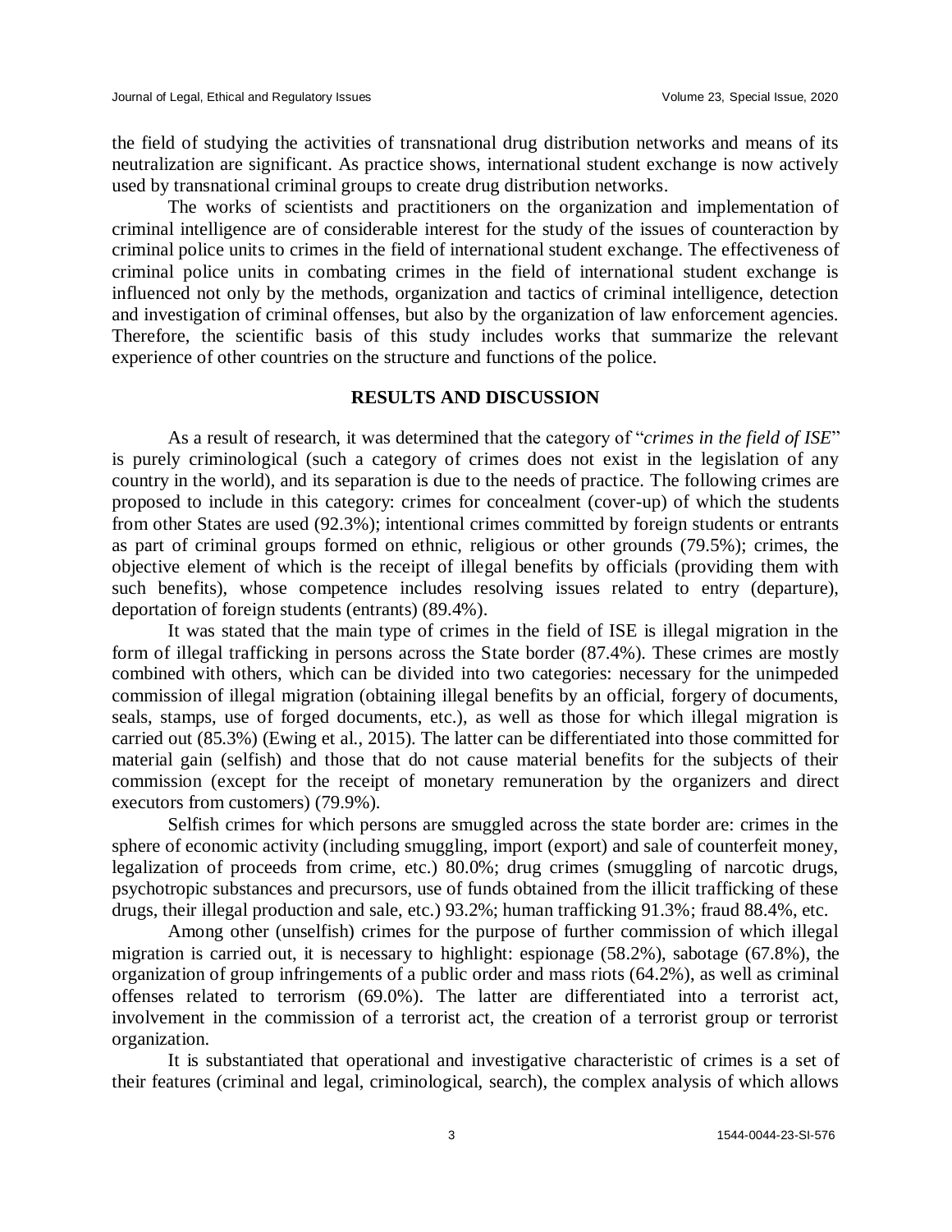the field of studying the activities of transnational drug distribution networks and means of its neutralization are significant. As practice shows, international student exchange is now actively used by transnational criminal groups to create drug distribution networks.

The works of scientists and practitioners on the organization and implementation of criminal intelligence are of considerable interest for the study of the issues of counteraction by criminal police units to crimes in the field of international student exchange. The effectiveness of criminal police units in combating crimes in the field of international student exchange is influenced not only by the methods, organization and tactics of criminal intelligence, detection and investigation of criminal offenses, but also by the organization of law enforcement agencies. Therefore, the scientific basis of this study includes works that summarize the relevant experience of other countries on the structure and functions of the police.

## RESULTS AND DISCUSSION

As a result of research, it was determined that the category of "*crimes in the field of ISE*" is purely criminological (such a category of crimes does not exist in the legislation of any country in the world), and its separation is due to the needs of practice. The following crimes are proposed to include in this category: crimes for concealment (cover-up) of which the students from other States are used (92.3%); intentional crimes committed by foreign students or entrants as part of criminal groups formed on ethnic, religious or other grounds (79.5%); crimes, the objective element of which is the receipt of illegal benefits by officials (providing them with such benefits), whose competence includes resolving issues related to entry (departure), deportation of foreign students (entrants) (89.4%).

It was stated that the main type of crimes in the field of ISE is illegal migration in the form of illegal trafficking in persons across the State border (87.4%). These crimes are mostly combined with others, which can be divided into two categories: necessary for the unimpeded commission of illegal migration (obtaining illegal benefits by an official, forgery of documents, seals, stamps, use of forged documents, etc.), as well as those for which illegal migration is carried out (85.3%) (Ewing et al., 2015). The latter can be differentiated into those committed for material gain (selfish) and those that do not cause material benefits for the subjects of their commission (except for the receipt of monetary remuneration by the organizers and direct executors from customers) (79.9%).

Selfish crimes for which persons are smuggled across the state border are: crimes in the sphere of economic activity (including smuggling, import (export) and sale of counterfeit money, legalization of proceeds from crime, etc.) 80.0%; drug crimes (smuggling of narcotic drugs, psychotropic substances and precursors, use of funds obtained from the illicit trafficking of these drugs, their illegal production and sale, etc.) 93.2%; human trafficking 91.3%; fraud 88.4%, etc.

Among other (unselfish) crimes for the purpose of further commission of which illegal migration is carried out, it is necessary to highlight: espionage (58.2%), sabotage (67.8%), the organization of group infringements of a public order and mass riots (64.2%), as well as criminal offenses related to terrorism (69.0%). The latter are differentiated into a terrorist act, involvement in the commission of a terrorist act, the creation of a terrorist group or terrorist organization.

It is substantiated that operational and investigative characteristic of crimes is a set of their features (criminal and legal, criminological, search), the complex analysis of which allows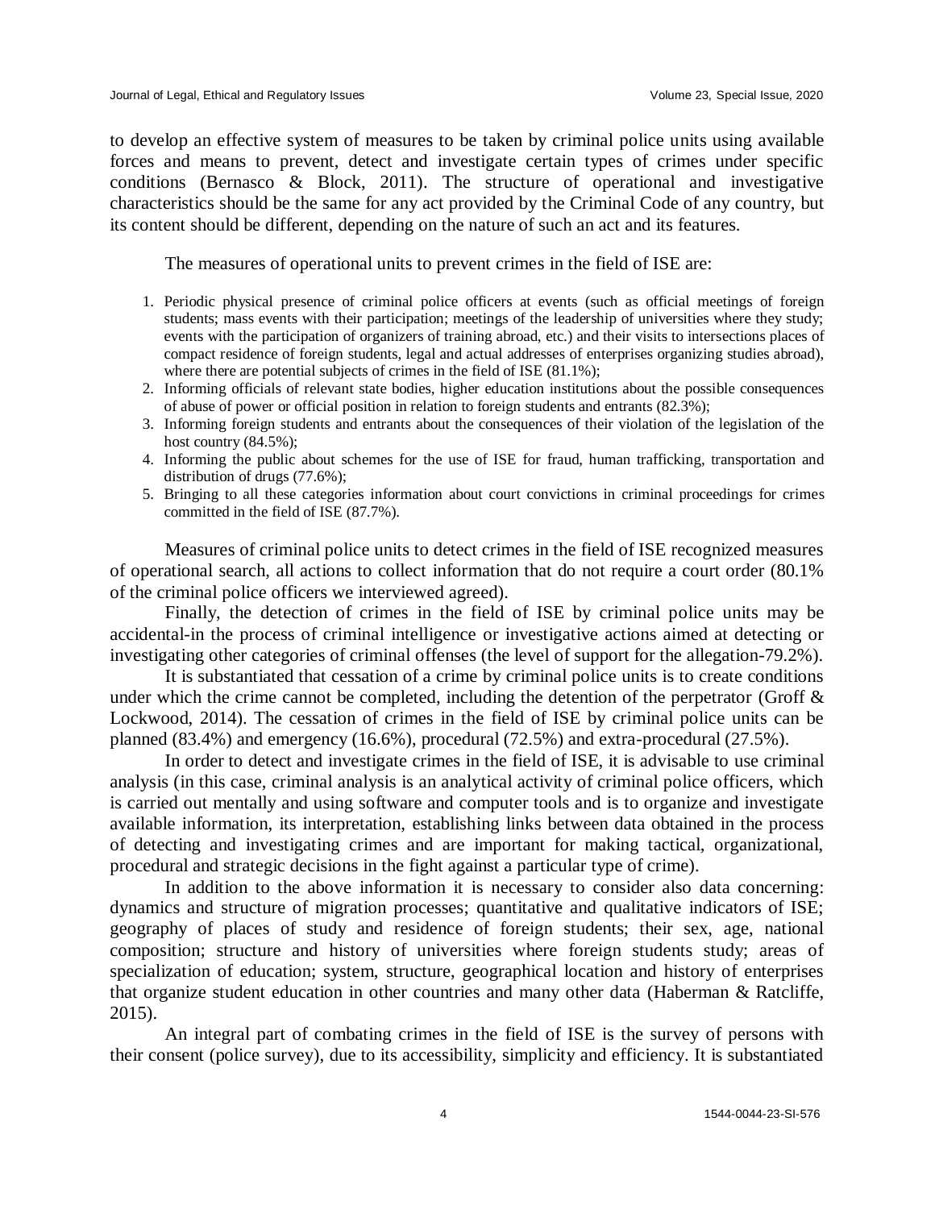to develop an effective system of measures to be taken by criminal police units using available forces and means to prevent, detect and investigate certain types of crimes under specific conditions (Bernasco & Block, 2011). The structure of operational and investigative characteristics should be the same for any act provided by the Criminal Code of any country, but its content should be different, depending on the nature of such an act and its features.

The measures of operational units to prevent crimes in the field of ISE are:

1. Periodic physical presence of criminal police officers at events (such as official meetings of foreign students; mass events with their participation; meetings of the leadership of universities where they study; events with the participation of organizers of training abroad, etc.) and their visits to intersections places of compact residence of foreign students, legal and actual addresses of enterprises organizing studies abroad), where there are potential subjects of crimes in the field of ISE (81.1%);
2. Informing officials of relevant state bodies, higher education institutions about the possible consequences of abuse of power or official position in relation to foreign students and entrants (82.3%);
3. Informing foreign students and entrants about the consequences of their violation of the legislation of the host country (84.5%);
4. Informing the public about schemes for the use of ISE for fraud, human trafficking, transportation and distribution of drugs (77.6%);
5. Bringing to all these categories information about court convictions in criminal proceedings for crimes committed in the field of ISE (87.7%).

Measures of criminal police units to detect crimes in the field of ISE recognized measures of operational search, all actions to collect information that do not require a court order (80.1% of the criminal police officers we interviewed agreed).

Finally, the detection of crimes in the field of ISE by criminal police units may be accidental-in the process of criminal intelligence or investigative actions aimed at detecting or investigating other categories of criminal offenses (the level of support for the allegation-79.2%).

It is substantiated that cessation of a crime by criminal police units is to create conditions under which the crime cannot be completed, including the detention of the perpetrator (Groff & Lockwood, 2014). The cessation of crimes in the field of ISE by criminal police units can be planned (83.4%) and emergency (16.6%), procedural (72.5%) and extra-procedural (27.5%).

In order to detect and investigate crimes in the field of ISE, it is advisable to use criminal analysis (in this case, criminal analysis is an analytical activity of criminal police officers, which is carried out mentally and using software and computer tools and is to organize and investigate available information, its interpretation, establishing links between data obtained in the process of detecting and investigating crimes and are important for making tactical, organizational, procedural and strategic decisions in the fight against a particular type of crime).

In addition to the above information it is necessary to consider also data concerning: dynamics and structure of migration processes; quantitative and qualitative indicators of ISE; geography of places of study and residence of foreign students; their sex, age, national composition; structure and history of universities where foreign students study; areas of specialization of education; system, structure, geographical location and history of enterprises that organize student education in other countries and many other data (Haberman & Ratcliffe, 2015).

An integral part of combating crimes in the field of ISE is the survey of persons with their consent (police survey), due to its accessibility, simplicity and efficiency. It is substantiated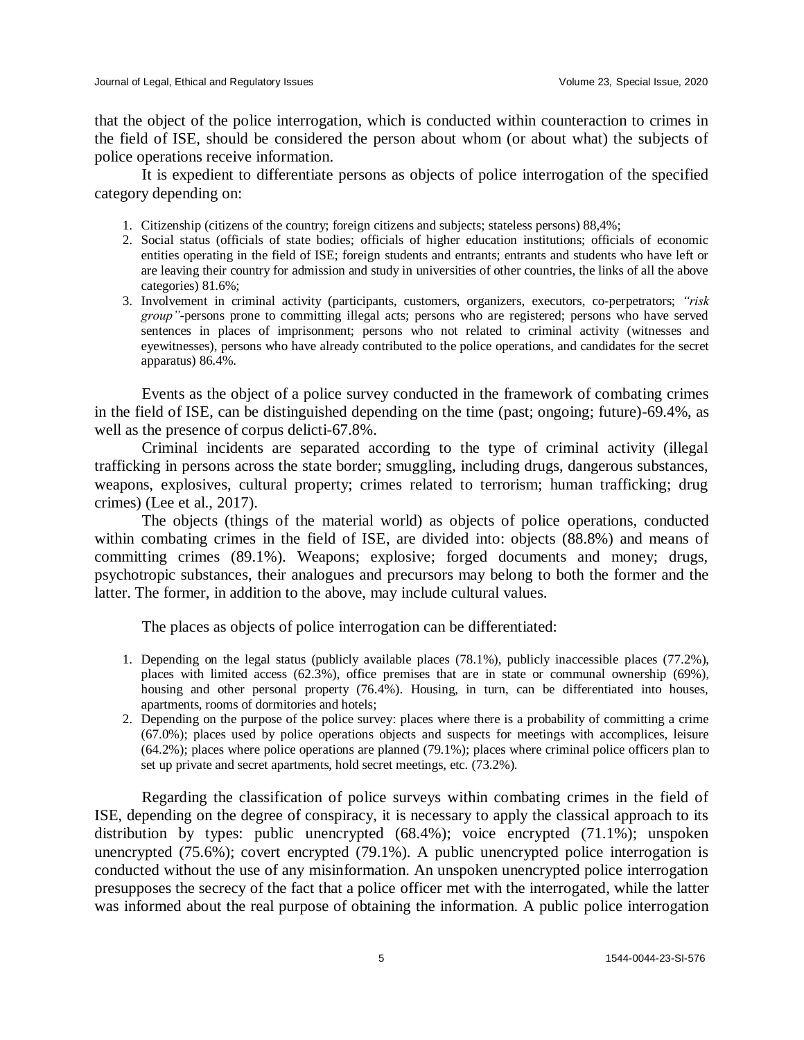that the object of the police interrogation, which is conducted within counteraction to crimes in the field of ISE, should be considered the person about whom (or about what) the subjects of police operations receive information.

It is expedient to differentiate persons as objects of police interrogation of the specified category depending on:

1. Citizenship (citizens of the country; foreign citizens and subjects; stateless persons) 88,4%;
2. Social status (officials of state bodies; officials of higher education institutions; officials of economic entities operating in the field of ISE; foreign students and entrants; entrants and students who have left or are leaving their country for admission and study in universities of other countries, the links of all the above categories) 81.6%;
3. Involvement in criminal activity (participants, customers, organizers, executors, co-perpetrators; *"risk group"*-persons prone to committing illegal acts; persons who are registered; persons who have served sentences in places of imprisonment; persons who not related to criminal activity (witnesses and eyewitnesses), persons who have already contributed to the police operations, and candidates for the secret apparatus) 86.4%.

Events as the object of a police survey conducted in the framework of combating crimes in the field of ISE, can be distinguished depending on the time (past; ongoing; future)-69.4%, as well as the presence of corpus delicti-67.8%.

Criminal incidents are separated according to the type of criminal activity (illegal trafficking in persons across the state border; smuggling, including drugs, dangerous substances, weapons, explosives, cultural property; crimes related to terrorism; human trafficking; drug crimes) (Lee et al., 2017).

The objects (things of the material world) as objects of police operations, conducted within combating crimes in the field of ISE, are divided into: objects (88.8%) and means of committing crimes (89.1%). Weapons; explosive; forged documents and money; drugs, psychotropic substances, their analogues and precursors may belong to both the former and the latter. The former, in addition to the above, may include cultural values.

The places as objects of police interrogation can be differentiated:

1. Depending on the legal status (publicly available places (78.1%), publicly inaccessible places (77.2%), places with limited access (62.3%), office premises that are in state or communal ownership (69%), housing and other personal property (76.4%). Housing, in turn, can be differentiated into houses, apartments, rooms of dormitories and hotels;
2. Depending on the purpose of the police survey: places where there is a probability of committing a crime (67.0%); places used by police operations objects and suspects for meetings with accomplices, leisure (64.2%); places where police operations are planned (79.1%); places where criminal police officers plan to set up private and secret apartments, hold secret meetings, etc. (73.2%).

Regarding the classification of police surveys within combating crimes in the field of ISE, depending on the degree of conspiracy, it is necessary to apply the classical approach to its distribution by types: public unencrypted (68.4%); voice encrypted (71.1%); unspoken unencrypted (75.6%); covert encrypted (79.1%). A public unencrypted police interrogation is conducted without the use of any misinformation. An unspoken unencrypted police interrogation presupposes the secrecy of the fact that a police officer met with the interrogated, while the latter was informed about the real purpose of obtaining the information. A public police interrogation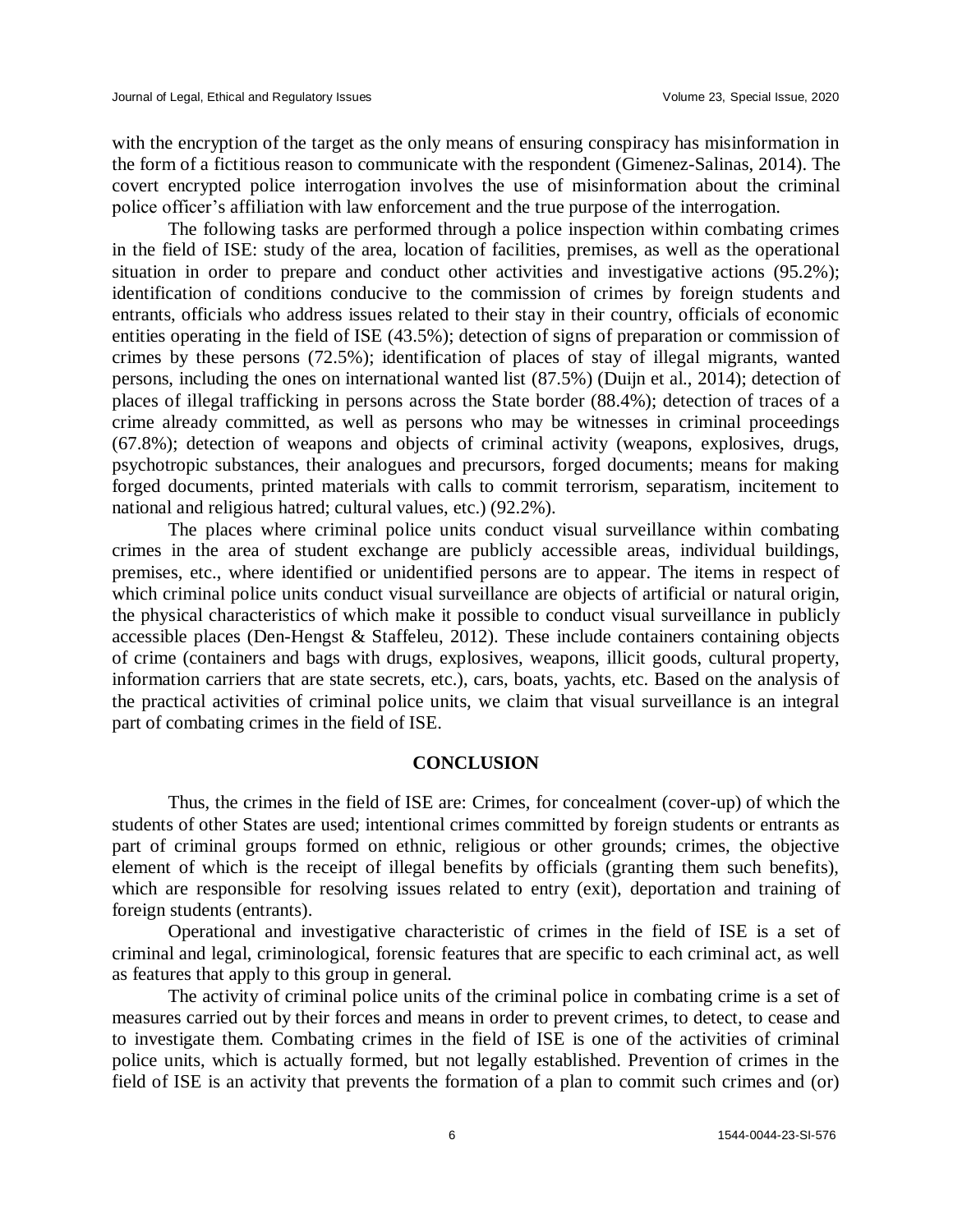with the encryption of the target as the only means of ensuring conspiracy has misinformation in the form of a fictitious reason to communicate with the respondent (Gimenez-Salinas, 2014). The covert encrypted police interrogation involves the use of misinformation about the criminal police officer's affiliation with law enforcement and the true purpose of the interrogation.

The following tasks are performed through a police inspection within combating crimes in the field of ISE: study of the area, location of facilities, premises, as well as the operational situation in order to prepare and conduct other activities and investigative actions (95.2%); identification of conditions conducive to the commission of crimes by foreign students and entrants, officials who address issues related to their stay in their country, officials of economic entities operating in the field of ISE (43.5%); detection of signs of preparation or commission of crimes by these persons (72.5%); identification of places of stay of illegal migrants, wanted persons, including the ones on international wanted list (87.5%) (Duijn et al., 2014); detection of places of illegal trafficking in persons across the State border (88.4%); detection of traces of a crime already committed, as well as persons who may be witnesses in criminal proceedings (67.8%); detection of weapons and objects of criminal activity (weapons, explosives, drugs, psychotropic substances, their analogues and precursors, forged documents; means for making forged documents, printed materials with calls to commit terrorism, separatism, incitement to national and religious hatred; cultural values, etc.) (92.2%).

The places where criminal police units conduct visual surveillance within combating crimes in the area of student exchange are publicly accessible areas, individual buildings, premises, etc., where identified or unidentified persons are to appear. The items in respect of which criminal police units conduct visual surveillance are objects of artificial or natural origin, the physical characteristics of which make it possible to conduct visual surveillance in publicly accessible places (Den-Hengst & Staffeleu, 2012). These include containers containing objects of crime (containers and bags with drugs, explosives, weapons, illicit goods, cultural property, information carriers that are state secrets, etc.), cars, boats, yachts, etc. Based on the analysis of the practical activities of criminal police units, we claim that visual surveillance is an integral part of combating crimes in the field of ISE.

## CONCLUSION

Thus, the crimes in the field of ISE are: Crimes, for concealment (cover-up) of which the students of other States are used; intentional crimes committed by foreign students or entrants as part of criminal groups formed on ethnic, religious or other grounds; crimes, the objective element of which is the receipt of illegal benefits by officials (granting them such benefits), which are responsible for resolving issues related to entry (exit), deportation and training of foreign students (entrants).

Operational and investigative characteristic of crimes in the field of ISE is a set of criminal and legal, criminological, forensic features that are specific to each criminal act, as well as features that apply to this group in general.

The activity of criminal police units of the criminal police in combating crime is a set of measures carried out by their forces and means in order to prevent crimes, to detect, to cease and to investigate them. Combating crimes in the field of ISE is one of the activities of criminal police units, which is actually formed, but not legally established. Prevention of crimes in the field of ISE is an activity that prevents the formation of a plan to commit such crimes and (or)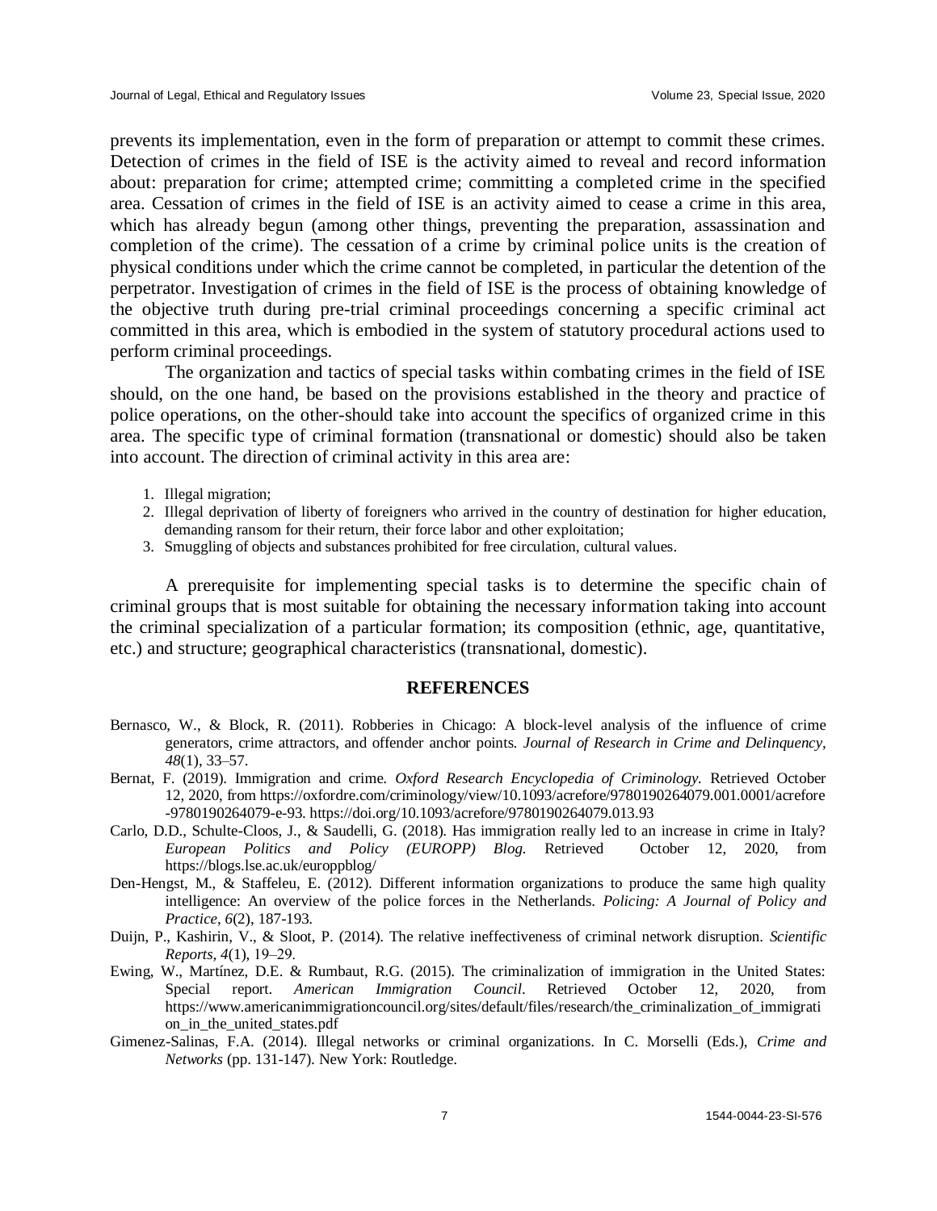prevents its implementation, even in the form of preparation or attempt to commit these crimes. Detection of crimes in the field of ISE is the activity aimed to reveal and record information about: preparation for crime; attempted crime; committing a completed crime in the specified area. Cessation of crimes in the field of ISE is an activity aimed to cease a crime in this area, which has already begun (among other things, preventing the preparation, assassination and completion of the crime). The cessation of a crime by criminal police units is the creation of physical conditions under which the crime cannot be completed, in particular the detention of the perpetrator. Investigation of crimes in the field of ISE is the process of obtaining knowledge of the objective truth during pre-trial criminal proceedings concerning a specific criminal act committed in this area, which is embodied in the system of statutory procedural actions used to perform criminal proceedings.

The organization and tactics of special tasks within combating crimes in the field of ISE should, on the one hand, be based on the provisions established in the theory and practice of police operations, on the other-should take into account the specifics of organized crime in this area. The specific type of criminal formation (transnational or domestic) should also be taken into account. The direction of criminal activity in this area are:

1. Illegal migration;
2. Illegal deprivation of liberty of foreigners who arrived in the country of destination for higher education, demanding ransom for their return, their force labor and other exploitation;
3. Smuggling of objects and substances prohibited for free circulation, cultural values.

A prerequisite for implementing special tasks is to determine the specific chain of criminal groups that is most suitable for obtaining the necessary information taking into account the criminal specialization of a particular formation; its composition (ethnic, age, quantitative, etc.) and structure; geographical characteristics (transnational, domestic).

## REFERENCES

Bernasco, W., & Block, R. (2011). Robberies in Chicago: A block-level analysis of the influence of crime generators, crime attractors, and offender anchor points. *Journal of Research in Crime and Delinquency, 48*(1), 33–57.

Bernat, F. (2019). Immigration and crime. *Oxford Research Encyclopedia of Criminology.* Retrieved October 12, 2020, from https://oxfordre.com/criminology/view/10.1093/acrefore/9780190264079.001.0001/acrefore-9780190264079-e-93. https://doi.org/10.1093/acrefore/9780190264079.013.93

Carlo, D.D., Schulte-Cloos, J., & Saudelli, G. (2018). Has immigration really led to an increase in crime in Italy? *European Politics and Policy (EUROPP) Blog.* Retrieved October 12, 2020, from https://blogs.lse.ac.uk/europpblog/

Den-Hengst, M., & Staffeleu, E. (2012). Different information organizations to produce the same high quality intelligence: An overview of the police forces in the Netherlands. *Policing: A Journal of Policy and Practice, 6*(2), 187-193.

Duijn, P., Kashirin, V., & Sloot, P. (2014). The relative ineffectiveness of criminal network disruption. *Scientific Reports, 4*(1), 19–29.

Ewing, W., Martínez, D.E. & Rumbaut, R.G. (2015). The criminalization of immigration in the United States: Special report. *American Immigration Council.* Retrieved October 12, 2020, from https://www.americanimmigrationcouncil.org/sites/default/files/research/the_criminalization_of_immigration_in_the_united_states.pdf

Gimenez-Salinas, F.A. (2014). Illegal networks or criminal organizations. In C. Morselli (Eds.), *Crime and Networks* (pp. 131-147). New York: Routledge.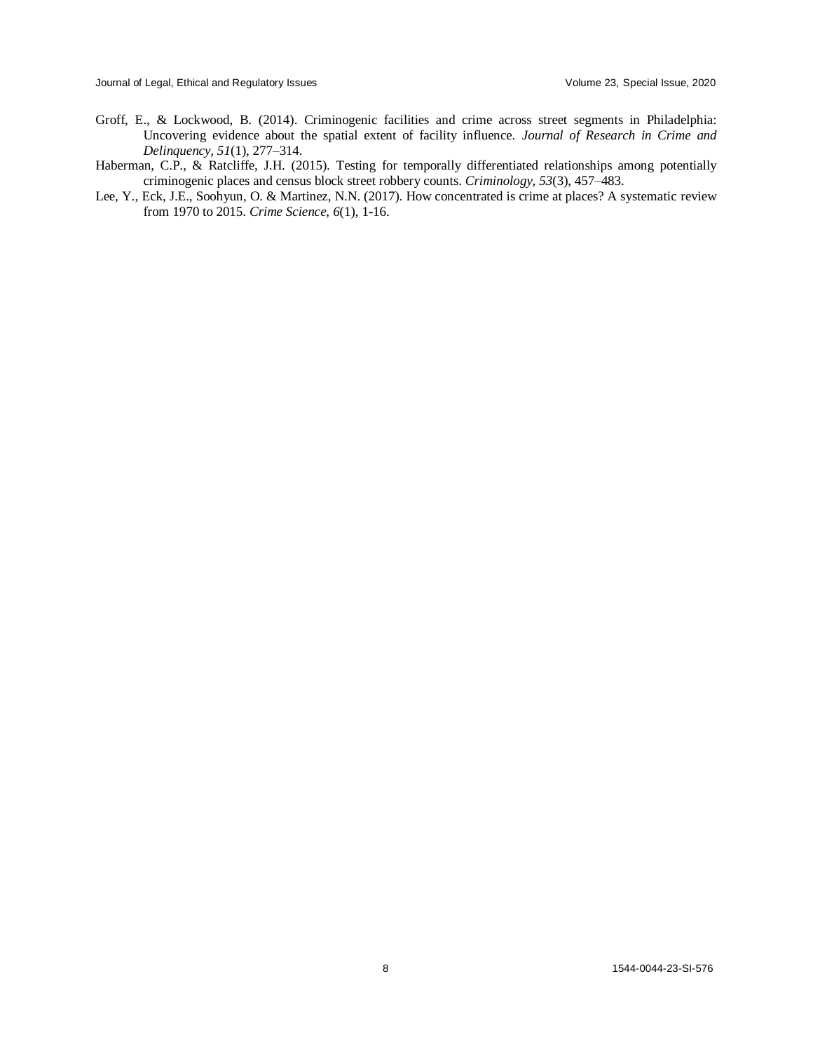Groff, E., & Lockwood, B. (2014). Criminogenic facilities and crime across street segments in Philadelphia: Uncovering evidence about the spatial extent of facility influence. *Journal of Research in Crime and Delinquency, 51*(1), 277–314.

Haberman, C.P., & Ratcliffe, J.H. (2015). Testing for temporally differentiated relationships among potentially criminogenic places and census block street robbery counts. *Criminology, 53*(3), 457–483.

Lee, Y., Eck, J.E., Soohyun, O. & Martinez, N.N. (2017). How concentrated is crime at places? A systematic review from 1970 to 2015. *Crime Science, 6*(1), 1-16.